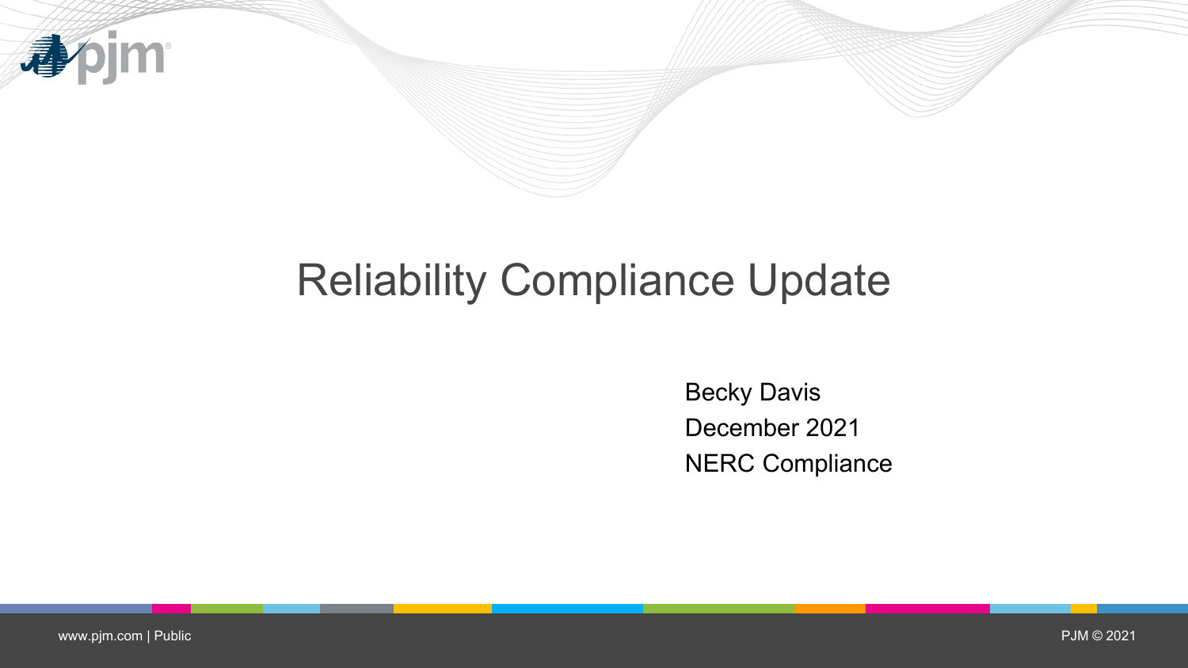# Reliability Compliance Update

Becky Davis
December 2021
NERC Compliance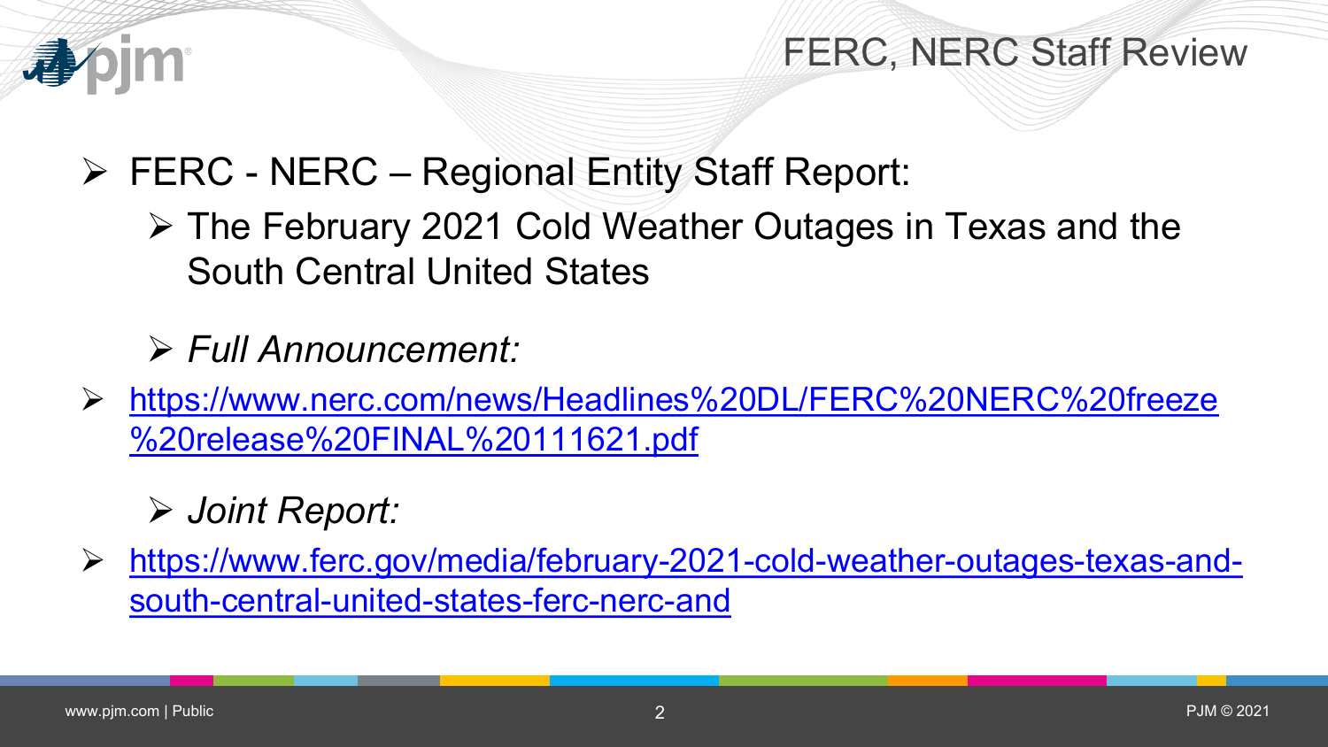# FERC, NERC Staff Review

- FERC - NERC – Regional Entity Staff Report:
  - The February 2021 Cold Weather Outages in Texas and the South Central United States
  - *Full Announcement:*
- https://www.nerc.com/news/Headlines%20DL/FERC%20NERC%20freeze%20release%20FINAL%20111621.pdf
  - *Joint Report:*
- https://www.ferc.gov/media/february-2021-cold-weather-outages-texas-and-south-central-united-states-ferc-nerc-and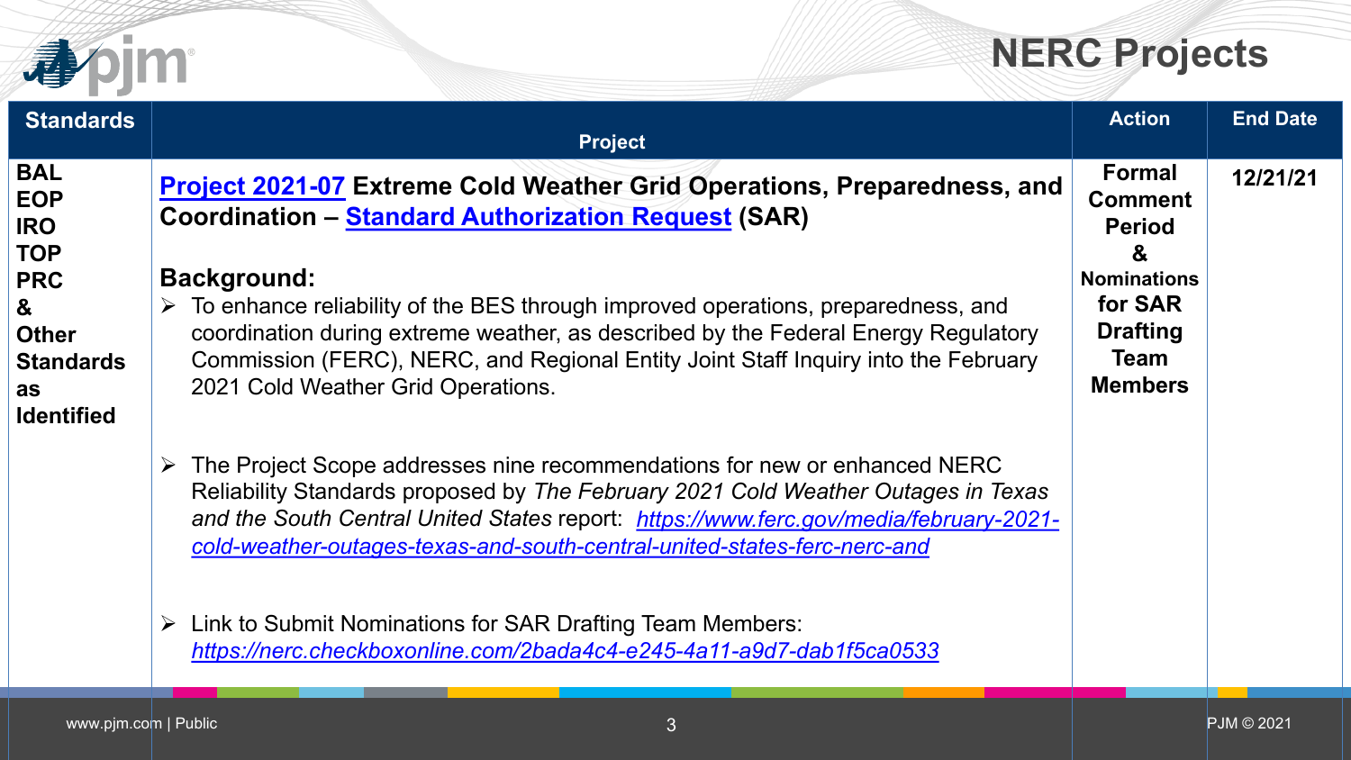# NERC Projects

| Standards | Project | Action | End Date |
|---|---|---|---|
| **BAL EOP IRO TOP PRC & Other Standards as Identified** | **Project 2021-07 Extreme Cold Weather Grid Operations, Preparedness, and Coordination – Standard Authorization Request (SAR)**<br><br>**Background:**<br>➢ To enhance reliability of the BES through improved operations, preparedness, and coordination during extreme weather, as described by the Federal Energy Regulatory Commission (FERC), NERC, and Regional Entity Joint Staff Inquiry into the February 2021 Cold Weather Grid Operations.<br><br>➢ The Project Scope addresses nine recommendations for new or enhanced NERC Reliability Standards proposed by *The February 2021 Cold Weather Outages in Texas and the South Central United States* report: *https://www.ferc.gov/media/february-2021-cold-weather-outages-texas-and-south-central-united-states-ferc-nerc-and*<br><br>➢ Link to Submit Nominations for SAR Drafting Team Members: *https://nerc.checkboxonline.com/2bada4c4-e245-4a11-a9d7-dab1f5ca0533* | **Formal Comment Period & Nominations for SAR Drafting Team Members** | **12/21/21** |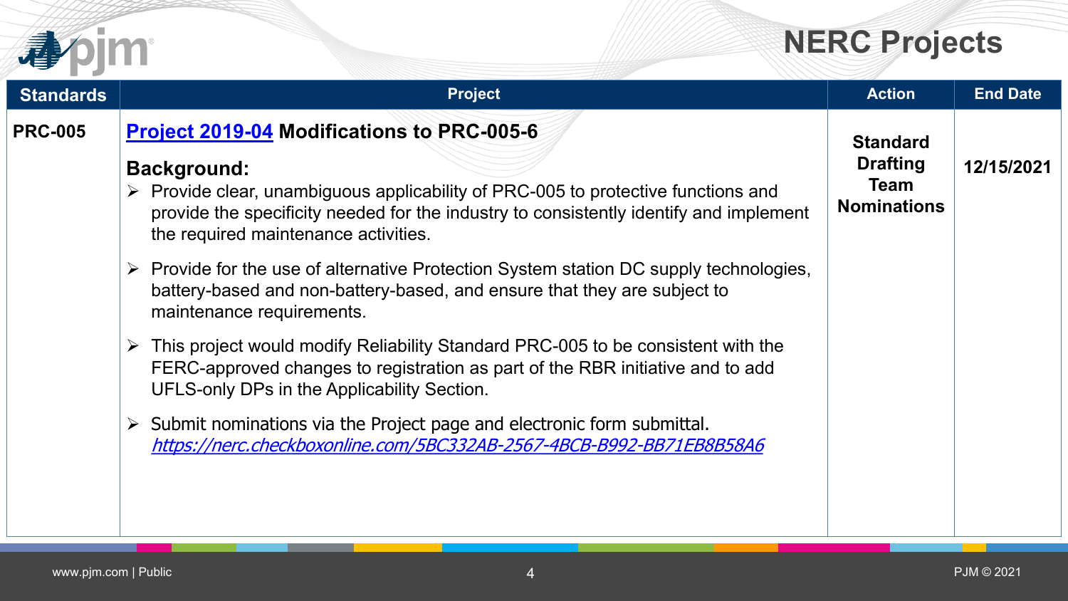# NERC Projects

| Standards | Project | Action | End Date |
|---|---|---|---|
| **PRC-005** | **[Project 2019-04](#) Modifications to PRC-005-6**<br><br>**Background:**<br>➢ Provide clear, unambiguous applicability of PRC-005 to protective functions and provide the specificity needed for the industry to consistently identify and implement the required maintenance activities.<br>➢ Provide for the use of alternative Protection System station DC supply technologies, battery-based and non-battery-based, and ensure that they are subject to maintenance requirements.<br>➢ This project would modify Reliability Standard PRC-005 to be consistent with the FERC-approved changes to registration as part of the RBR initiative and to add UFLS-only DPs in the Applicability Section.<br>➢ Submit nominations via the Project page and electronic form submittal. *https://nerc.checkboxonline.com/5BC332AB-2567-4BCB-B992-BB71EB8B58A6* | **Standard Drafting Team Nominations** | **12/15/2021** |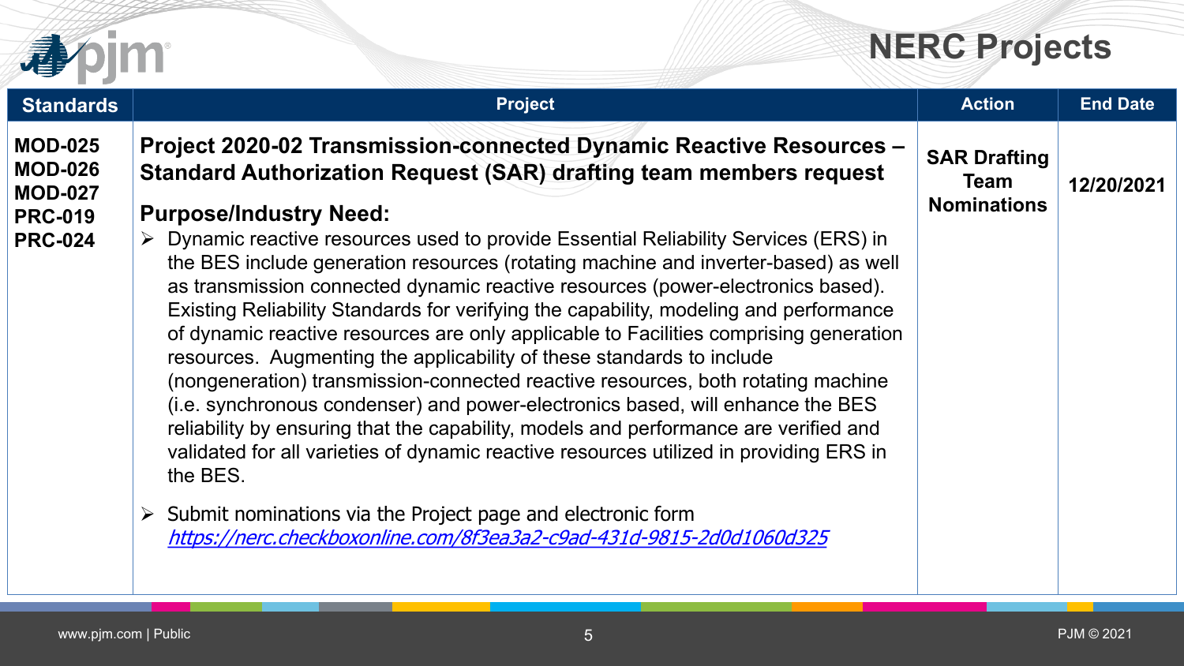# NERC Projects

| Standards | Project | Action | End Date |
|---|---|---|---|
| **MOD-025**<br>**MOD-026**<br>**MOD-027**<br>**PRC-019**<br>**PRC-024** | **Project 2020-02 Transmission-connected Dynamic Reactive Resources – Standard Authorization Request (SAR) drafting team members request**<br><br>**Purpose/Industry Need:**<br>➢ Dynamic reactive resources used to provide Essential Reliability Services (ERS) in the BES include generation resources (rotating machine and inverter-based) as well as transmission connected dynamic reactive resources (power-electronics based). Existing Reliability Standards for verifying the capability, modeling and performance of dynamic reactive resources are only applicable to Facilities comprising generation resources. Augmenting the applicability of these standards to include (nongeneration) transmission-connected reactive resources, both rotating machine (i.e. synchronous condenser) and power-electronics based, will enhance the BES reliability by ensuring that the capability, models and performance are verified and validated for all varieties of dynamic reactive resources utilized in providing ERS in the BES.<br><br>➢ Submit nominations via the Project page and electronic form *https://nerc.checkboxonline.com/8f3ea3a2-c9ad-431d-9815-2d0d1060d325* | **SAR Drafting Team Nominations** | **12/20/2021** |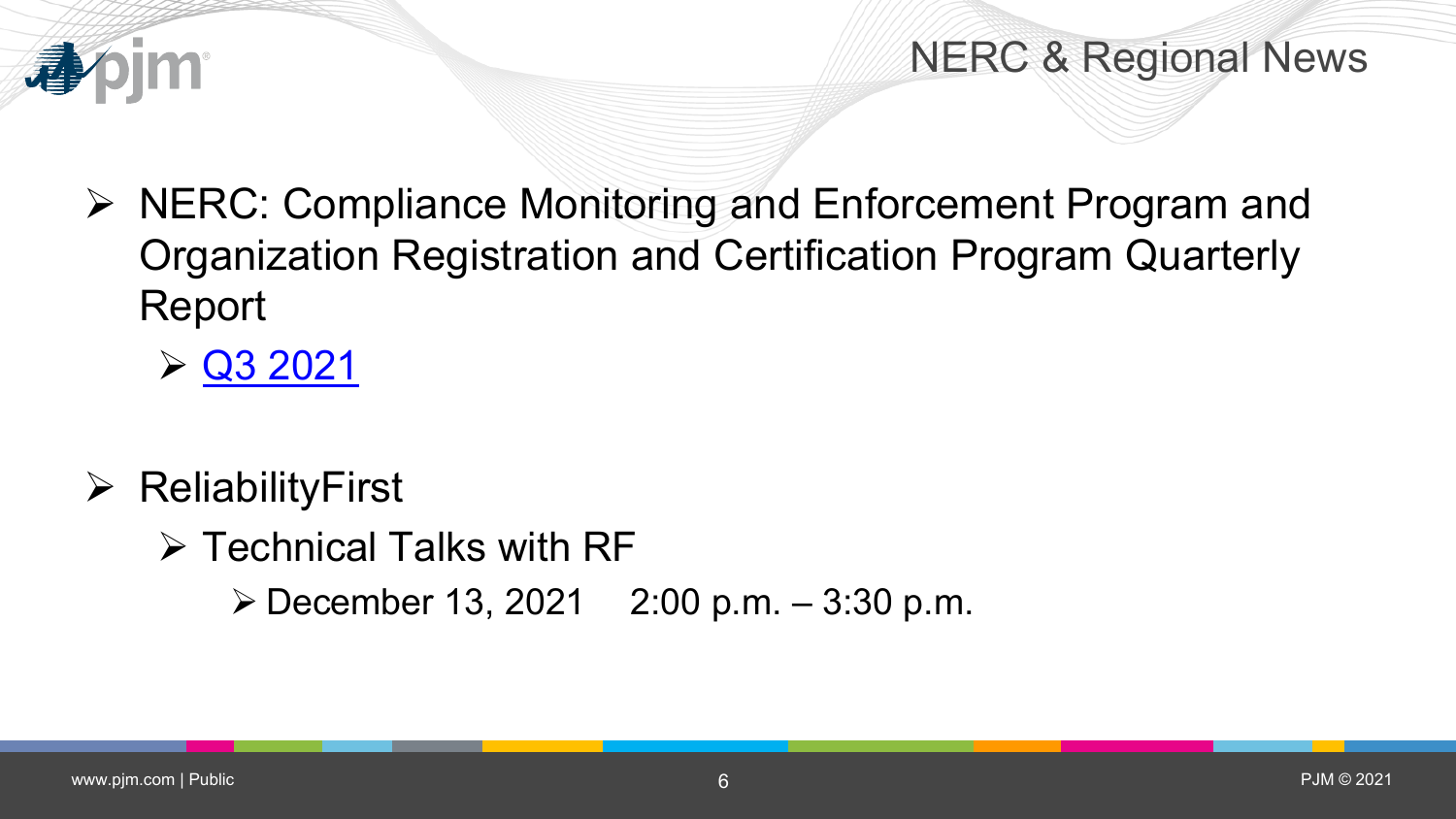# NERC & Regional News

- NERC: Compliance Monitoring and Enforcement Program and Organization Registration and Certification Program Quarterly Report
  - Q3 2021

- ReliabilityFirst
  - Technical Talks with RF
    - December 13, 2021 2:00 p.m. – 3:30 p.m.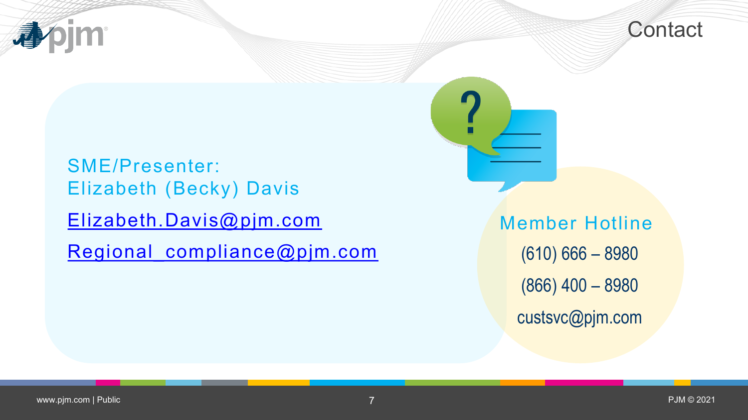# Contact

SME/Presenter:
Elizabeth (Becky) Davis

Elizabeth.Davis@pjm.com

Regional_compliance@pjm.com

**Member Hotline**

(610) 666 – 8980

(866) 400 – 8980

custsvc@pjm.com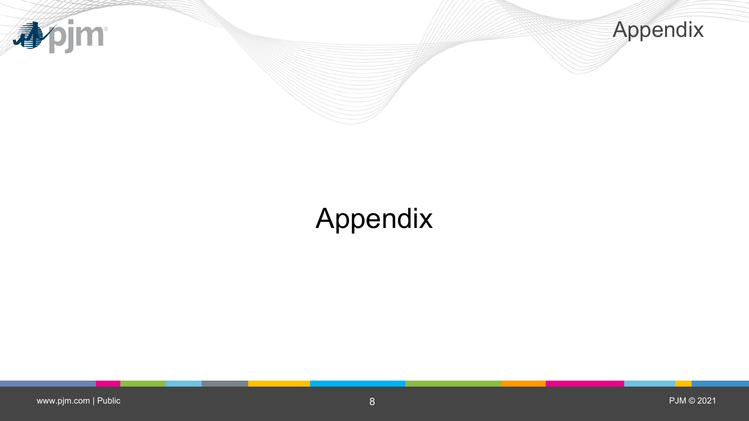# Appendix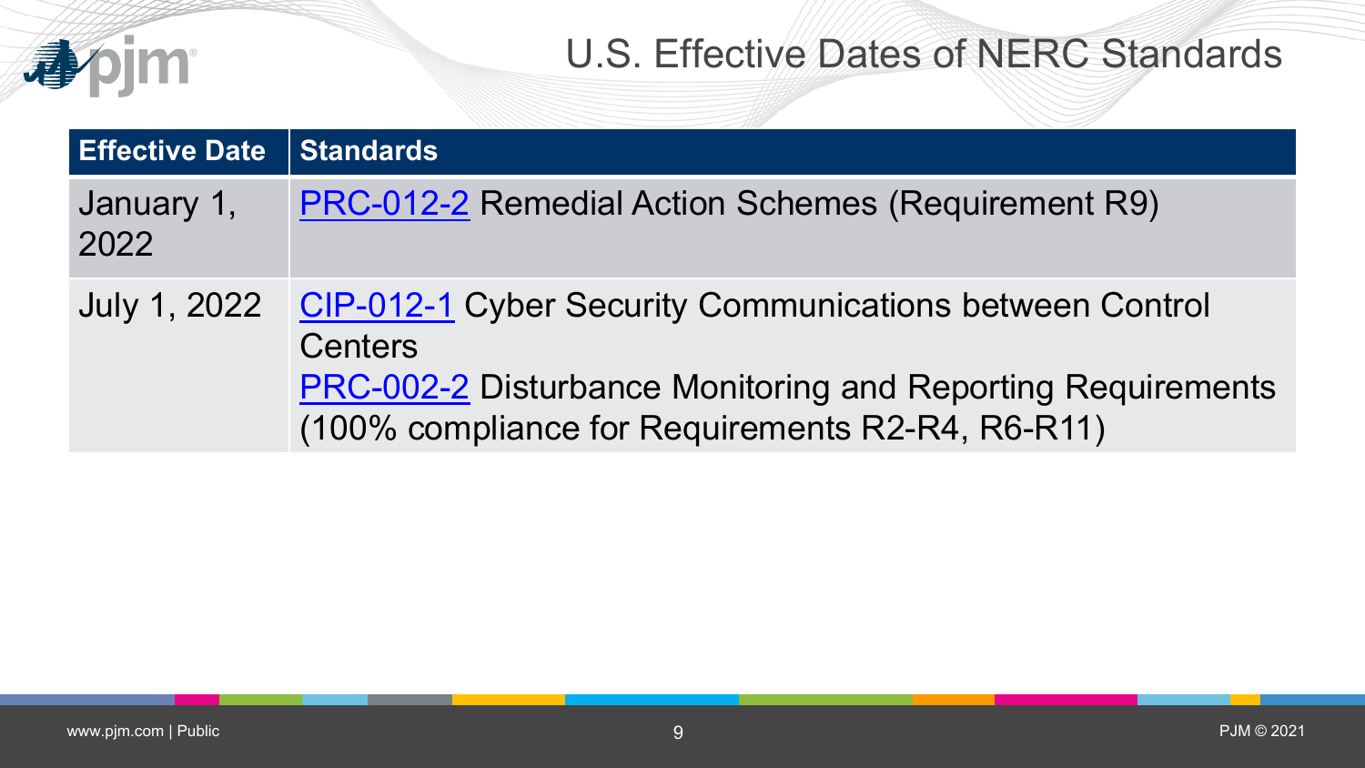# U.S. Effective Dates of NERC Standards

| Effective Date | Standards |
| --- | --- |
| January 1, 2022 | PRC-012-2 Remedial Action Schemes (Requirement R9) |
| July 1, 2022 | CIP-012-1 Cyber Security Communications between Control Centers<br>PRC-002-2 Disturbance Monitoring and Reporting Requirements (100% compliance for Requirements R2-R4, R6-R11) |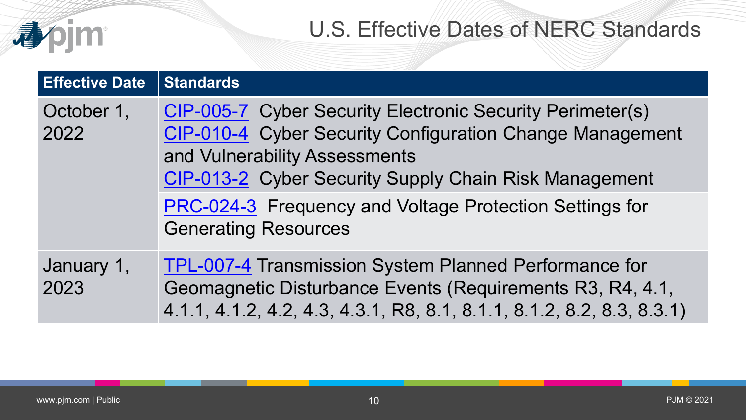# U.S. Effective Dates of NERC Standards

| Effective Date | Standards |
| --- | --- |
| October 1, 2022 | CIP-005-7 Cyber Security Electronic Security Perimeter(s)<br>CIP-010-4 Cyber Security Configuration Change Management and Vulnerability Assessments<br>CIP-013-2 Cyber Security Supply Chain Risk Management |
| | PRC-024-3 Frequency and Voltage Protection Settings for Generating Resources |
| January 1, 2023 | TPL-007-4 Transmission System Planned Performance for Geomagnetic Disturbance Events (Requirements R3, R4, 4.1, 4.1.1, 4.1.2, 4.2, 4.3, 4.3.1, R8, 8.1, 8.1.1, 8.1.2, 8.2, 8.3, 8.3.1) |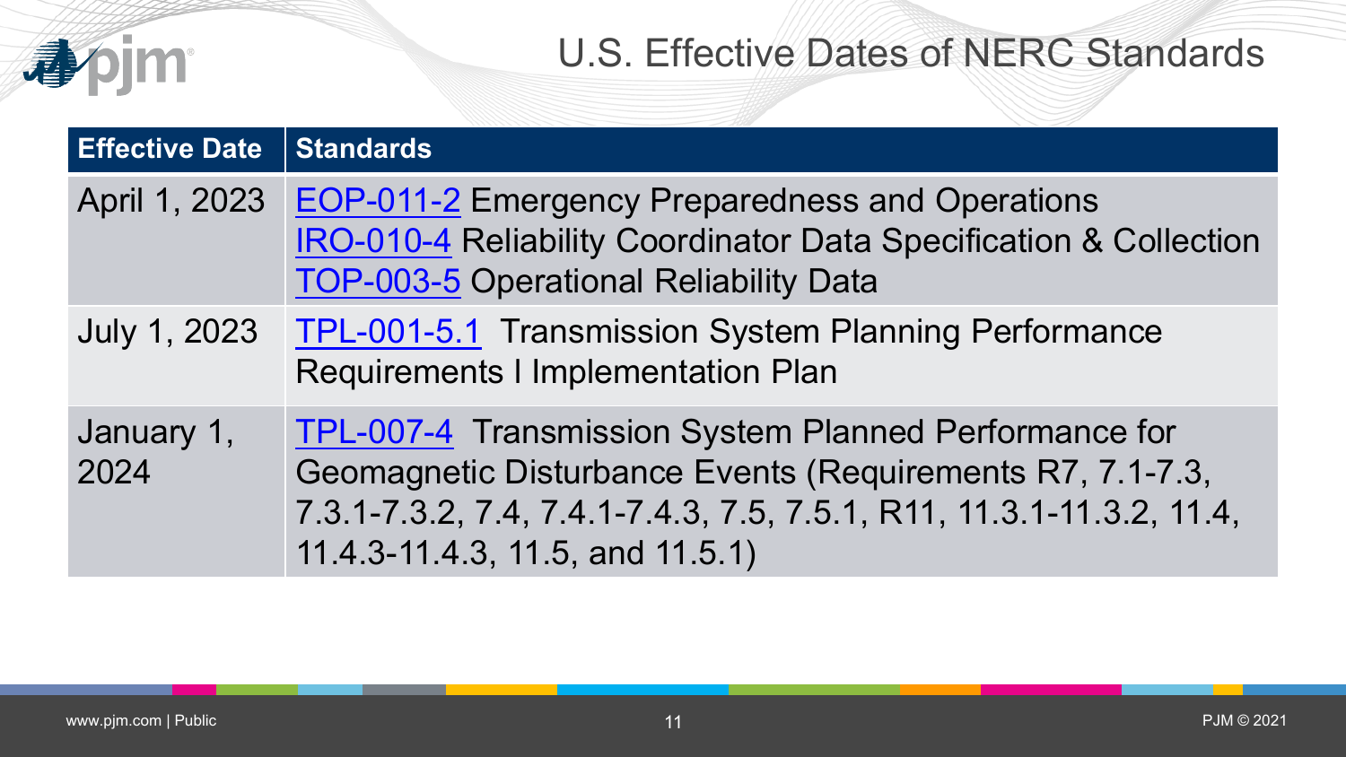# U.S. Effective Dates of NERC Standards

| Effective Date | Standards |
| --- | --- |
| April 1, 2023 | EOP-011-2 Emergency Preparedness and Operations<br>IRO-010-4 Reliability Coordinator Data Specification & Collection<br>TOP-003-5 Operational Reliability Data |
| July 1, 2023 | TPL-001-5.1 Transmission System Planning Performance Requirements I Implementation Plan |
| January 1, 2024 | TPL-007-4 Transmission System Planned Performance for Geomagnetic Disturbance Events (Requirements R7, 7.1-7.3, 7.3.1-7.3.2, 7.4, 7.4.1-7.4.3, 7.5, 7.5.1, R11, 11.3.1-11.3.2, 11.4, 11.4.3-11.4.3, 11.5, and 11.5.1) |